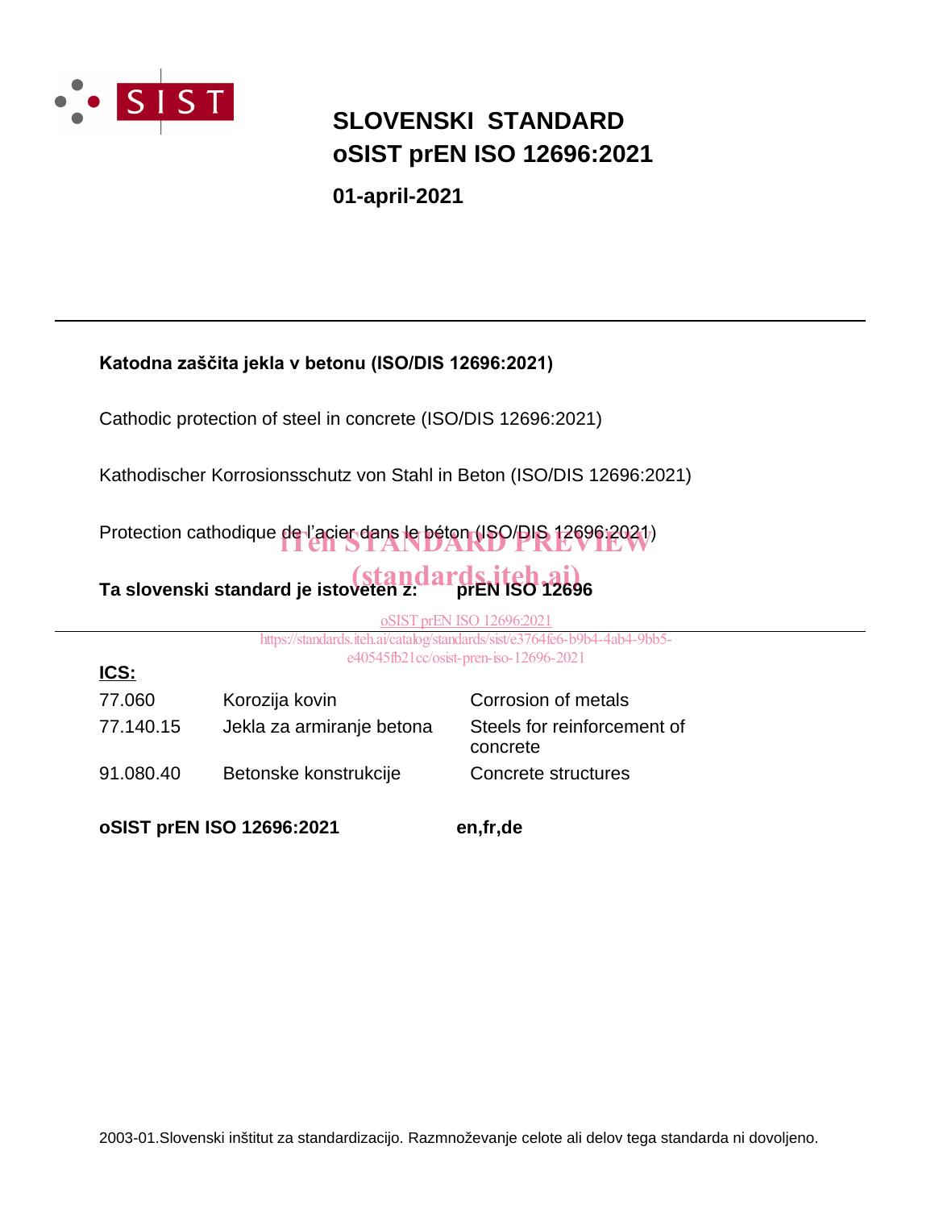# SLOVENSKI STANDARD
# oSIST prEN ISO 12696:2021

**01-april-2021**

---

**Katodna zaščita jekla v betonu (ISO/DIS 12696:2021)**

Cathodic protection of steel in concrete (ISO/DIS 12696:2021)

Kathodischer Korrosionsschutz von Stahl in Beton (ISO/DIS 12696:2021)

Protection cathodique de l'acier dans le béton (ISO/DIS 12696:2021)

iTeh STANDARD PREVIEW
(standards.iteh.ai)

**Ta slovenski standard je istoveten z: prEN ISO 12696**

oSIST prEN ISO 12696:2021
https://standards.iteh.ai/catalog/standards/sist/e3764fe6-b9b4-4ab4-9bb5-e40545fb21cc/osist-pren-iso-12696-2021

---

**ICS:**

| | | |
|---|---|---|
| 77.060 | Korozija kovin | Corrosion of metals |
| 77.140.15 | Jekla za armiranje betona | Steels for reinforcement of concrete |
| 91.080.40 | Betonske konstrukcije | Concrete structures |

**oSIST prEN ISO 12696:2021** **en,fr,de**

2003-01.Slovenski inštitut za standardizacijo. Razmnoževanje celote ali delov tega standarda ni dovoljeno.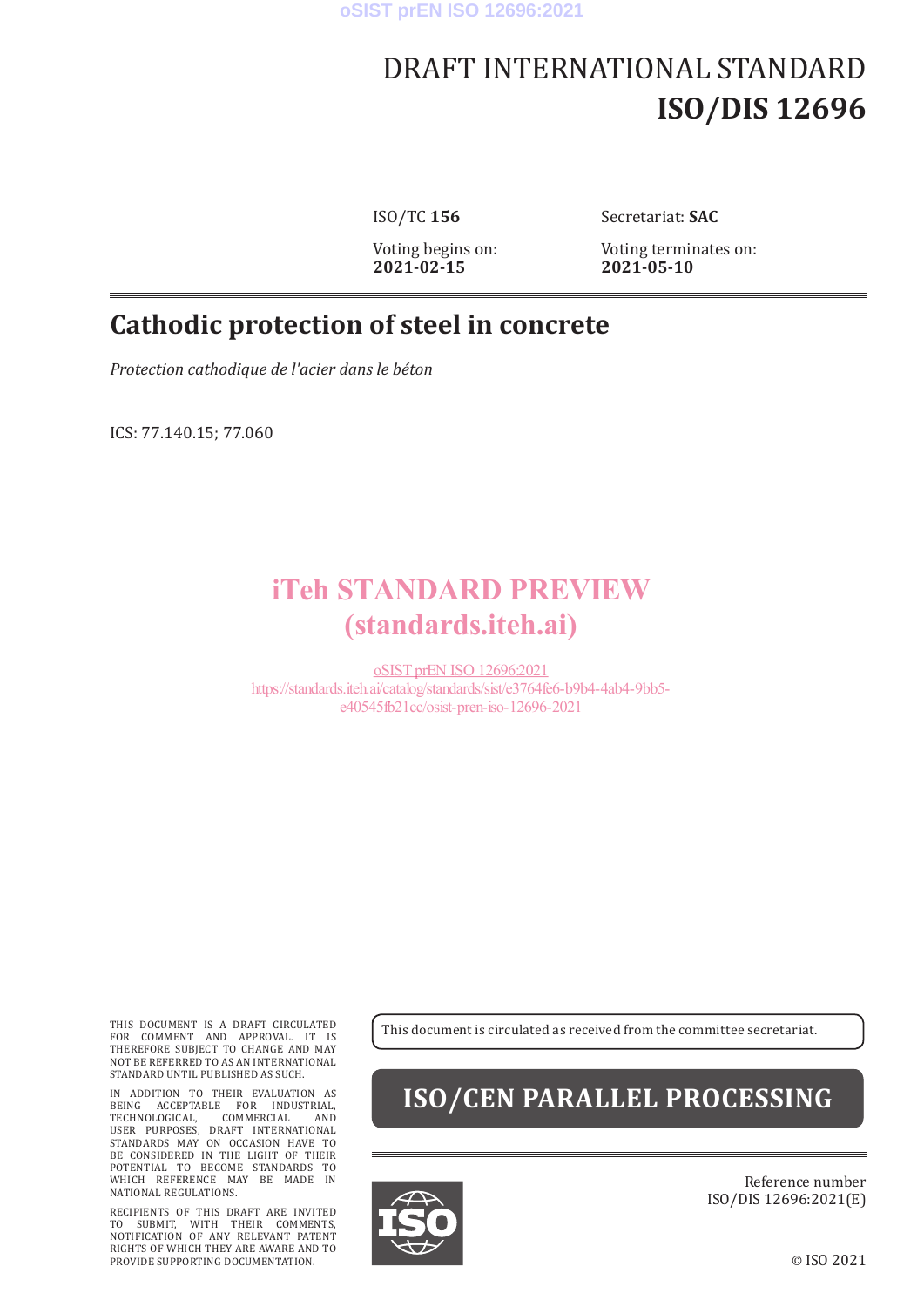# DRAFT INTERNATIONAL STANDARD
# ISO/DIS 12696

ISO/TC **156** Secretariat: **SAC**

Voting begins on: **2021-02-15** Voting terminates on: **2021-05-10**

## Cathodic protection of steel in concrete

*Protection cathodique de l'acier dans le béton*

ICS: 77.140.15; 77.060

iTeh STANDARD PREVIEW
(standards.iteh.ai)

oSIST prEN ISO 12696:2021
https://standards.iteh.ai/catalog/standards/sist/e3764fe6-b9b4-4ab4-9bb5-e40545fb21cc/osist-pren-iso-12696-2021

THIS DOCUMENT IS A DRAFT CIRCULATED FOR COMMENT AND APPROVAL. IT IS THEREFORE SUBJECT TO CHANGE AND MAY NOT BE REFERRED TO AS AN INTERNATIONAL STANDARD UNTIL PUBLISHED AS SUCH.

IN ADDITION TO THEIR EVALUATION AS BEING ACCEPTABLE FOR INDUSTRIAL, TECHNOLOGICAL, COMMERCIAL AND USER PURPOSES, DRAFT INTERNATIONAL STANDARDS MAY ON OCCASION HAVE TO BE CONSIDERED IN THE LIGHT OF THEIR POTENTIAL TO BECOME STANDARDS TO WHICH REFERENCE MAY BE MADE IN NATIONAL REGULATIONS.

RECIPIENTS OF THIS DRAFT ARE INVITED TO SUBMIT, WITH THEIR COMMENTS, NOTIFICATION OF ANY RELEVANT PATENT RIGHTS OF WHICH THEY ARE AWARE AND TO PROVIDE SUPPORTING DOCUMENTATION.

This document is circulated as received from the committee secretariat.

**ISO/CEN PARALLEL PROCESSING**

Reference number
ISO/DIS 12696:2021(E)

© ISO 2021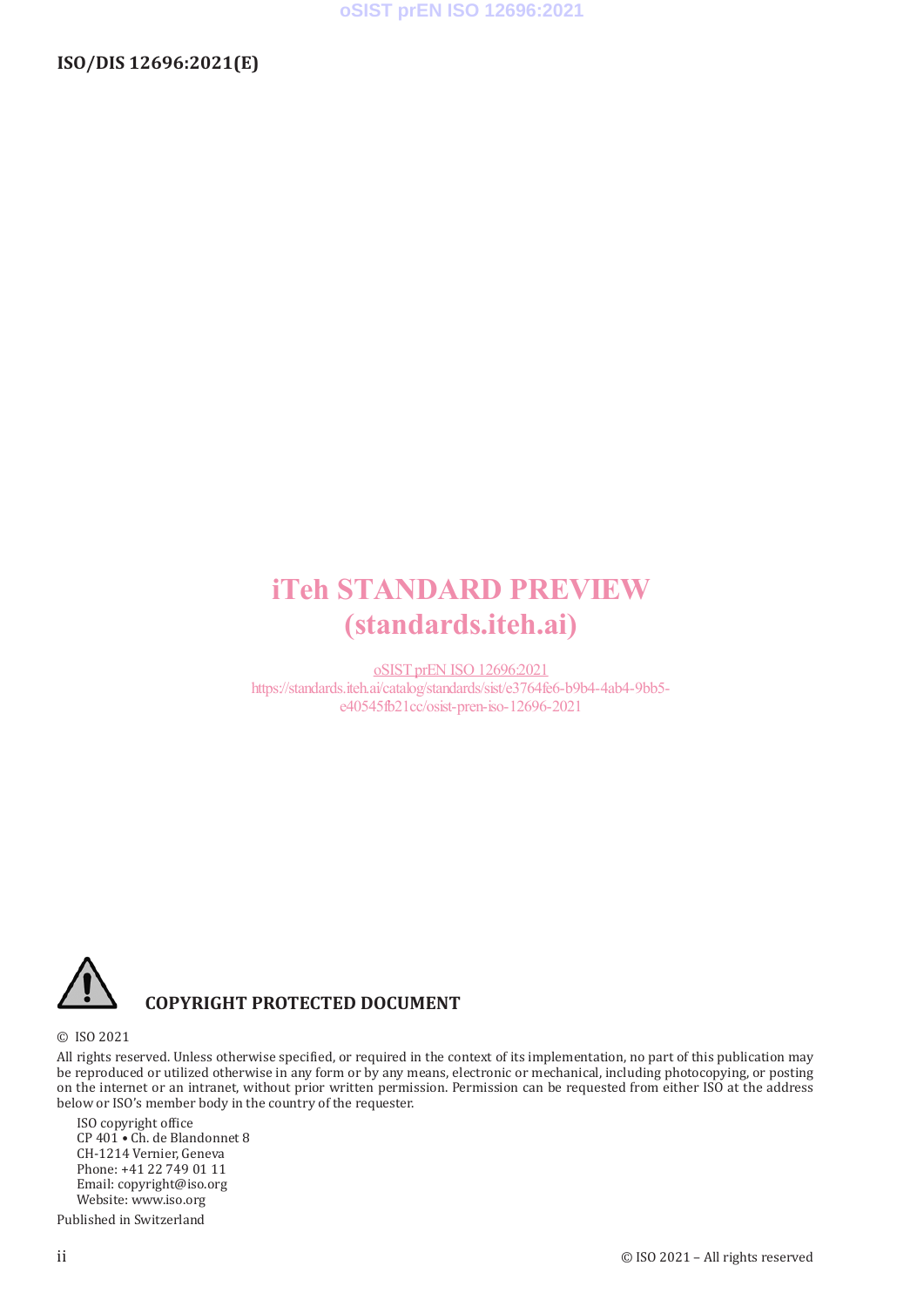iTeh STANDARD PREVIEW
(standards.iteh.ai)

oSIST prEN ISO 12696:2021
https://standards.iteh.ai/catalog/standards/sist/e3764fe6-b9b4-4ab4-9bb5-e40545fb21cc/osist-pren-iso-12696-2021

**COPYRIGHT PROTECTED DOCUMENT**

© ISO 2021

All rights reserved. Unless otherwise specified, or required in the context of its implementation, no part of this publication may be reproduced or utilized otherwise in any form or by any means, electronic or mechanical, including photocopying, or posting on the internet or an intranet, without prior written permission. Permission can be requested from either ISO at the address below or ISO's member body in the country of the requester.

ISO copyright office
CP 401 • Ch. de Blandonnet 8
CH-1214 Vernier, Geneva
Phone: +41 22 749 01 11
Email: copyright@iso.org
Website: www.iso.org

Published in Switzerland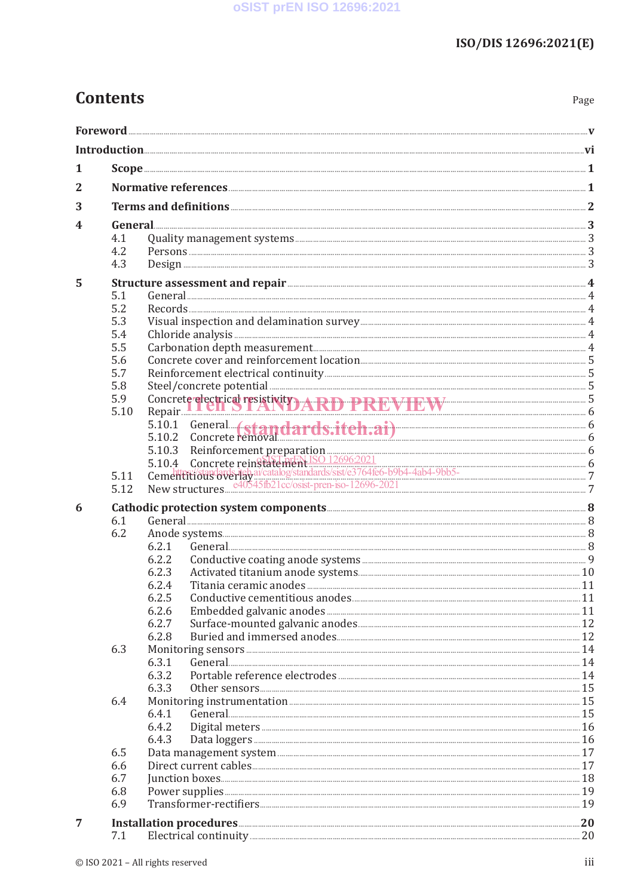# Contents

Page

**Foreword** ... v

**Introduction** ... vi

**1 Scope** ... 1

**2 Normative references** ... 1

**3 Terms and definitions** ... 2

**4 General** ... 3
- 4.1 Quality management systems ... 3
- 4.2 Persons ... 3
- 4.3 Design ... 3

**5 Structure assessment and repair** ... 4
- 5.1 General ... 4
- 5.2 Records ... 4
- 5.3 Visual inspection and delamination survey ... 4
- 5.4 Chloride analysis ... 4
- 5.5 Carbonation depth measurement ... 4
- 5.6 Concrete cover and reinforcement location ... 5
- 5.7 Reinforcement electrical continuity ... 5
- 5.8 Steel/concrete potential ... 5
- 5.9 Concrete electrical resistivity ... 5
- 5.10 Repair ... 6
  - 5.10.1 General ... 6
  - 5.10.2 Concrete removal ... 6
  - 5.10.3 Reinforcement preparation ... 6
  - 5.10.4 Concrete reinstatement ... 6
- 5.11 Cementitious overlay ... 7
- 5.12 New structures ... 7

**6 Cathodic protection system components** ... 8
- 6.1 General ... 8
- 6.2 Anode systems ... 8
  - 6.2.1 General ... 8
  - 6.2.2 Conductive coating anode systems ... 9
  - 6.2.3 Activated titanium anode systems ... 10
  - 6.2.4 Titania ceramic anodes ... 11
  - 6.2.5 Conductive cementitious anodes ... 11
  - 6.2.6 Embedded galvanic anodes ... 11
  - 6.2.7 Surface-mounted galvanic anodes ... 12
  - 6.2.8 Buried and immersed anodes ... 12
- 6.3 Monitoring sensors ... 14
  - 6.3.1 General ... 14
  - 6.3.2 Portable reference electrodes ... 14
  - 6.3.3 Other sensors ... 15
- 6.4 Monitoring instrumentation ... 15
  - 6.4.1 General ... 15
  - 6.4.2 Digital meters ... 16
  - 6.4.3 Data loggers ... 16
- 6.5 Data management system ... 17
- 6.6 Direct current cables ... 17
- 6.7 Junction boxes ... 18
- 6.8 Power supplies ... 19
- 6.9 Transformer-rectifiers ... 19

**7 Installation procedures** ... 20
- 7.1 Electrical continuity ... 20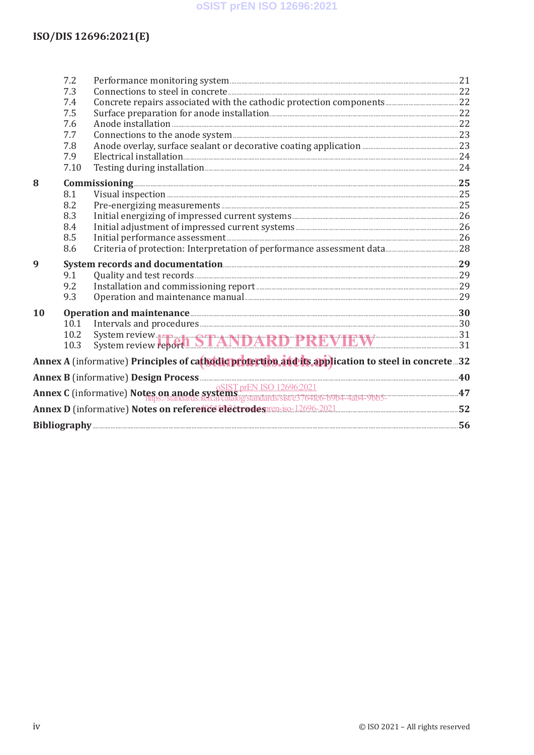7.2 Performance monitoring system ... 21
7.3 Connections to steel in concrete ... 22
7.4 Concrete repairs associated with the cathodic protection components ... 22
7.5 Surface preparation for anode installation ... 22
7.6 Anode installation ... 22
7.7 Connections to the anode system ... 23
7.8 Anode overlay, surface sealant or decorative coating application ... 23
7.9 Electrical installation ... 24
7.10 Testing during installation ... 24

**8 Commissioning ... 25**

8.1 Visual inspection ... 25
8.2 Pre-energizing measurements ... 25
8.3 Initial energizing of impressed current systems ... 26
8.4 Initial adjustment of impressed current systems ... 26
8.5 Initial performance assessment ... 26
8.6 Criteria of protection: Interpretation of performance assessment data ... 28

**9 System records and documentation ... 29**

9.1 Quality and test records ... 29
9.2 Installation and commissioning report ... 29
9.3 Operation and maintenance manual ... 29

**10 Operation and maintenance ... 30**

10.1 Intervals and procedures ... 30
10.2 System review ... 31
10.3 System review report ... 31

**Annex A** (informative) **Principles of cathodic protection and its application to steel in concrete ... 32**

**Annex B** (informative) **Design Process ... 40**

**Annex C** (informative) **Notes on anode systems ... 47**

**Annex D** (informative) **Notes on reference electrodes ... 52**

**Bibliography ... 56**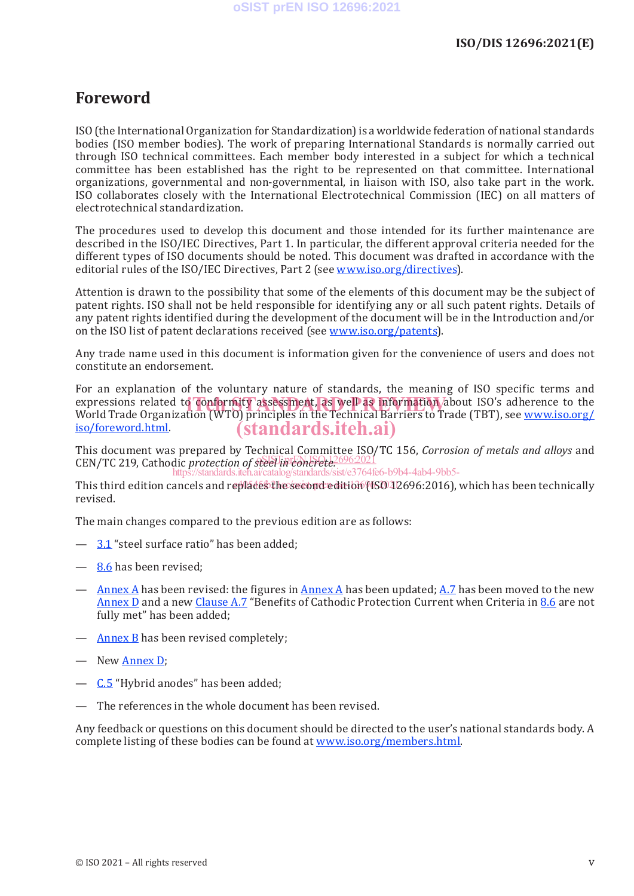# Foreword

ISO (the International Organization for Standardization) is a worldwide federation of national standards bodies (ISO member bodies). The work of preparing International Standards is normally carried out through ISO technical committees. Each member body interested in a subject for which a technical committee has been established has the right to be represented on that committee. International organizations, governmental and non-governmental, in liaison with ISO, also take part in the work. ISO collaborates closely with the International Electrotechnical Commission (IEC) on all matters of electrotechnical standardization.

The procedures used to develop this document and those intended for its further maintenance are described in the ISO/IEC Directives, Part 1. In particular, the different approval criteria needed for the different types of ISO documents should be noted. This document was drafted in accordance with the editorial rules of the ISO/IEC Directives, Part 2 (see www.iso.org/directives).

Attention is drawn to the possibility that some of the elements of this document may be the subject of patent rights. ISO shall not be held responsible for identifying any or all such patent rights. Details of any patent rights identified during the development of the document will be in the Introduction and/or on the ISO list of patent declarations received (see www.iso.org/patents).

Any trade name used in this document is information given for the convenience of users and does not constitute an endorsement.

For an explanation of the voluntary nature of standards, the meaning of ISO specific terms and expressions related to conformity assessment, as well as information about ISO's adherence to the World Trade Organization (WTO) principles in the Technical Barriers to Trade (TBT), see www.iso.org/iso/foreword.html.

This document was prepared by Technical Committee ISO/TC 156, *Corrosion of metals and alloys* and CEN/TC 219, Cathodic *protection of steel in concrete*.

This third edition cancels and replaces the second edition (ISO 12696:2016), which has been technically revised.

The main changes compared to the previous edition are as follows:

- 3.1 "steel surface ratio" has been added;
- 8.6 has been revised;
- Annex A has been revised: the figures in Annex A has been updated; A.7 has been moved to the new Annex D and a new Clause A.7 "Benefits of Cathodic Protection Current when Criteria in 8.6 are not fully met" has been added;
- Annex B has been revised completely;
- New Annex D;
- C.5 "Hybrid anodes" has been added;
- The references in the whole document has been revised.

Any feedback or questions on this document should be directed to the user's national standards body. A complete listing of these bodies can be found at www.iso.org/members.html.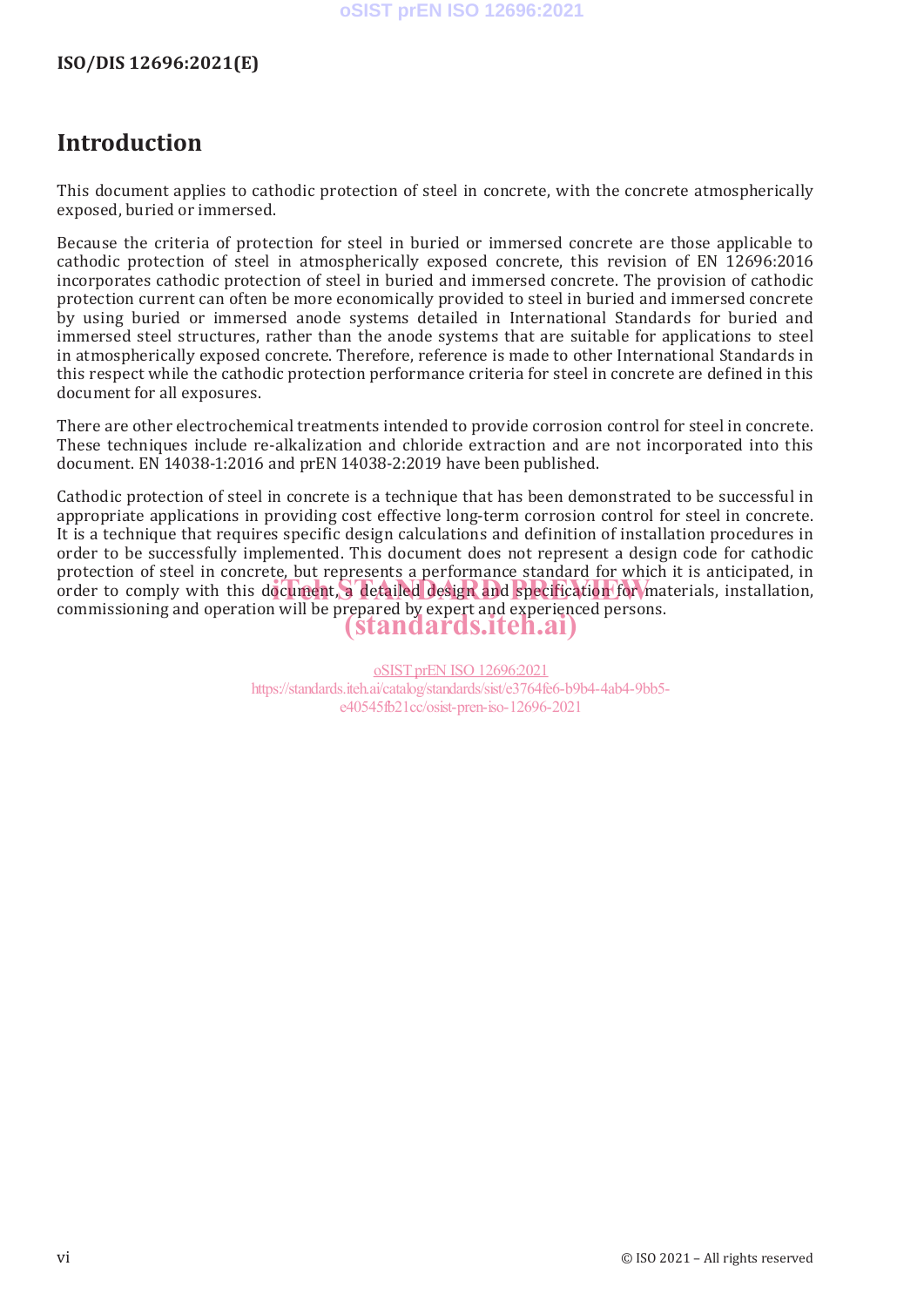# Introduction

This document applies to cathodic protection of steel in concrete, with the concrete atmospherically exposed, buried or immersed.

Because the criteria of protection for steel in buried or immersed concrete are those applicable to cathodic protection of steel in atmospherically exposed concrete, this revision of EN 12696:2016 incorporates cathodic protection of steel in buried and immersed concrete. The provision of cathodic protection current can often be more economically provided to steel in buried and immersed concrete by using buried or immersed anode systems detailed in International Standards for buried and immersed steel structures, rather than the anode systems that are suitable for applications to steel in atmospherically exposed concrete. Therefore, reference is made to other International Standards in this respect while the cathodic protection performance criteria for steel in concrete are defined in this document for all exposures.

There are other electrochemical treatments intended to provide corrosion control for steel in concrete. These techniques include re-alkalization and chloride extraction and are not incorporated into this document. EN 14038-1:2016 and prEN 14038-2:2019 have been published.

Cathodic protection of steel in concrete is a technique that has been demonstrated to be successful in appropriate applications in providing cost effective long-term corrosion control for steel in concrete. It is a technique that requires specific design calculations and definition of installation procedures in order to be successfully implemented. This document does not represent a design code for cathodic protection of steel in concrete, but represents a performance standard for which it is anticipated, in order to comply with this document, a detailed design and specification for materials, installation, commissioning and operation will be prepared by expert and experienced persons.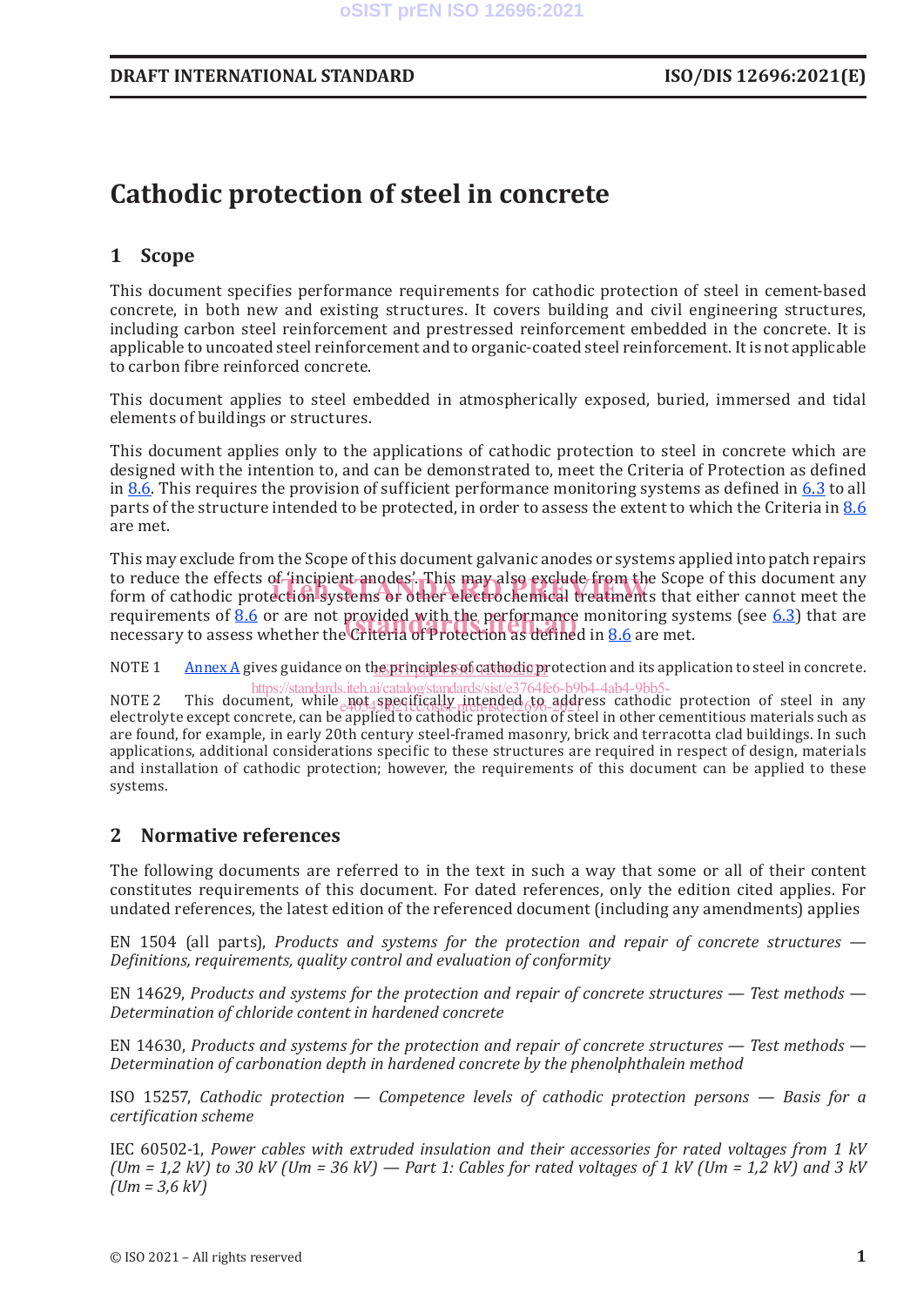# Cathodic protection of steel in concrete

## 1 Scope

This document specifies performance requirements for cathodic protection of steel in cement-based concrete, in both new and existing structures. It covers building and civil engineering structures, including carbon steel reinforcement and prestressed reinforcement embedded in the concrete. It is applicable to uncoated steel reinforcement and to organic-coated steel reinforcement. It is not applicable to carbon fibre reinforced concrete.

This document applies to steel embedded in atmospherically exposed, buried, immersed and tidal elements of buildings or structures.

This document applies only to the applications of cathodic protection to steel in concrete which are designed with the intention to, and can be demonstrated to, meet the Criteria of Protection as defined in 8.6. This requires the provision of sufficient performance monitoring systems as defined in 6.3 to all parts of the structure intended to be protected, in order to assess the extent to which the Criteria in 8.6 are met.

This may exclude from the Scope of this document galvanic anodes or systems applied into patch repairs to reduce the effects of 'incipient anodes'. This may also exclude from the Scope of this document any form of cathodic protection systems or other electrochemical treatments that either cannot meet the requirements of 8.6 or are not provided with the performance monitoring systems (see 6.3) that are necessary to assess whether the Criteria of Protection as defined in 8.6 are met.

NOTE 1 Annex A gives guidance on the principles of cathodic protection and its application to steel in concrete.

NOTE 2 This document, while not specifically intended to address cathodic protection of steel in any electrolyte except concrete, can be applied to cathodic protection of steel in other cementitious materials such as are found, for example, in early 20th century steel-framed masonry, brick and terracotta clad buildings. In such applications, additional considerations specific to these structures are required in respect of design, materials and installation of cathodic protection; however, the requirements of this document can be applied to these systems.

## 2 Normative references

The following documents are referred to in the text in such a way that some or all of their content constitutes requirements of this document. For dated references, only the edition cited applies. For undated references, the latest edition of the referenced document (including any amendments) applies

EN 1504 (all parts), *Products and systems for the protection and repair of concrete structures — Definitions, requirements, quality control and evaluation of conformity*

EN 14629, *Products and systems for the protection and repair of concrete structures — Test methods — Determination of chloride content in hardened concrete*

EN 14630, *Products and systems for the protection and repair of concrete structures — Test methods — Determination of carbonation depth in hardened concrete by the phenolphthalein method*

ISO 15257, *Cathodic protection — Competence levels of cathodic protection persons — Basis for a certification scheme*

IEC 60502-1, *Power cables with extruded insulation and their accessories for rated voltages from 1 kV (Um = 1,2 kV) to 30 kV (Um = 36 kV) — Part 1: Cables for rated voltages of 1 kV (Um = 1,2 kV) and 3 kV (Um = 3,6 kV)*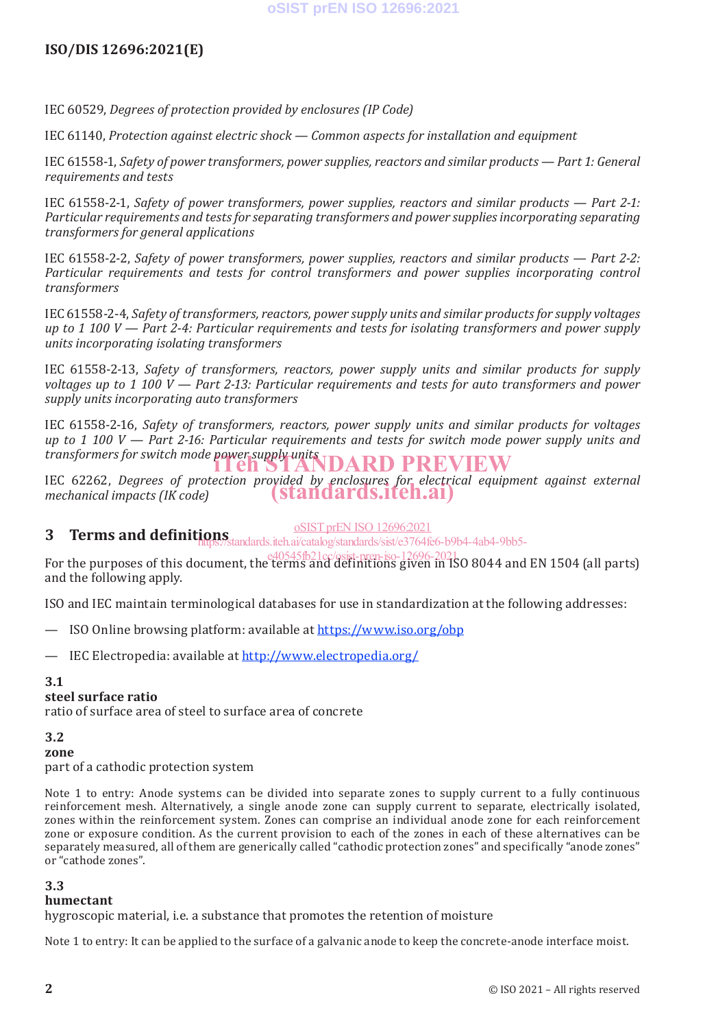IEC 60529, *Degrees of protection provided by enclosures (IP Code)*

IEC 61140, *Protection against electric shock — Common aspects for installation and equipment*

IEC 61558-1, *Safety of power transformers, power supplies, reactors and similar products — Part 1: General requirements and tests*

IEC 61558-2-1, *Safety of power transformers, power supplies, reactors and similar products — Part 2-1: Particular requirements and tests for separating transformers and power supplies incorporating separating transformers for general applications*

IEC 61558-2-2, *Safety of power transformers, power supplies, reactors and similar products — Part 2-2: Particular requirements and tests for control transformers and power supplies incorporating control transformers*

IEC 61558-2-4, *Safety of transformers, reactors, power supply units and similar products for supply voltages up to 1 100 V — Part 2-4: Particular requirements and tests for isolating transformers and power supply units incorporating isolating transformers*

IEC 61558-2-13, *Safety of transformers, reactors, power supply units and similar products for supply voltages up to 1 100 V — Part 2-13: Particular requirements and tests for auto transformers and power supply units incorporating auto transformers*

IEC 61558-2-16, *Safety of transformers, reactors, power supply units and similar products for voltages up to 1 100 V — Part 2-16: Particular requirements and tests for switch mode power supply units and transformers for switch mode power supply units*

IEC 62262, *Degrees of protection provided by enclosures for electrical equipment against external mechanical impacts (IK code)*

## 3 Terms and definitions

For the purposes of this document, the terms and definitions given in ISO 8044 and EN 1504 (all parts) and the following apply.

ISO and IEC maintain terminological databases for use in standardization at the following addresses:

- ISO Online browsing platform: available at https://www.iso.org/obp
- IEC Electropedia: available at http://www.electropedia.org/

**3.1**
**steel surface ratio**
ratio of surface area of steel to surface area of concrete

**3.2**
**zone**
part of a cathodic protection system

Note 1 to entry: Anode systems can be divided into separate zones to supply current to a fully continuous reinforcement mesh. Alternatively, a single anode zone can supply current to separate, electrically isolated, zones within the reinforcement system. Zones can comprise an individual anode zone for each reinforcement zone or exposure condition. As the current provision to each of the zones in each of these alternatives can be separately measured, all of them are generically called "cathodic protection zones" and specifically "anode zones" or "cathode zones".

**3.3**
**humectant**
hygroscopic material, i.e. a substance that promotes the retention of moisture

Note 1 to entry: It can be applied to the surface of a galvanic anode to keep the concrete-anode interface moist.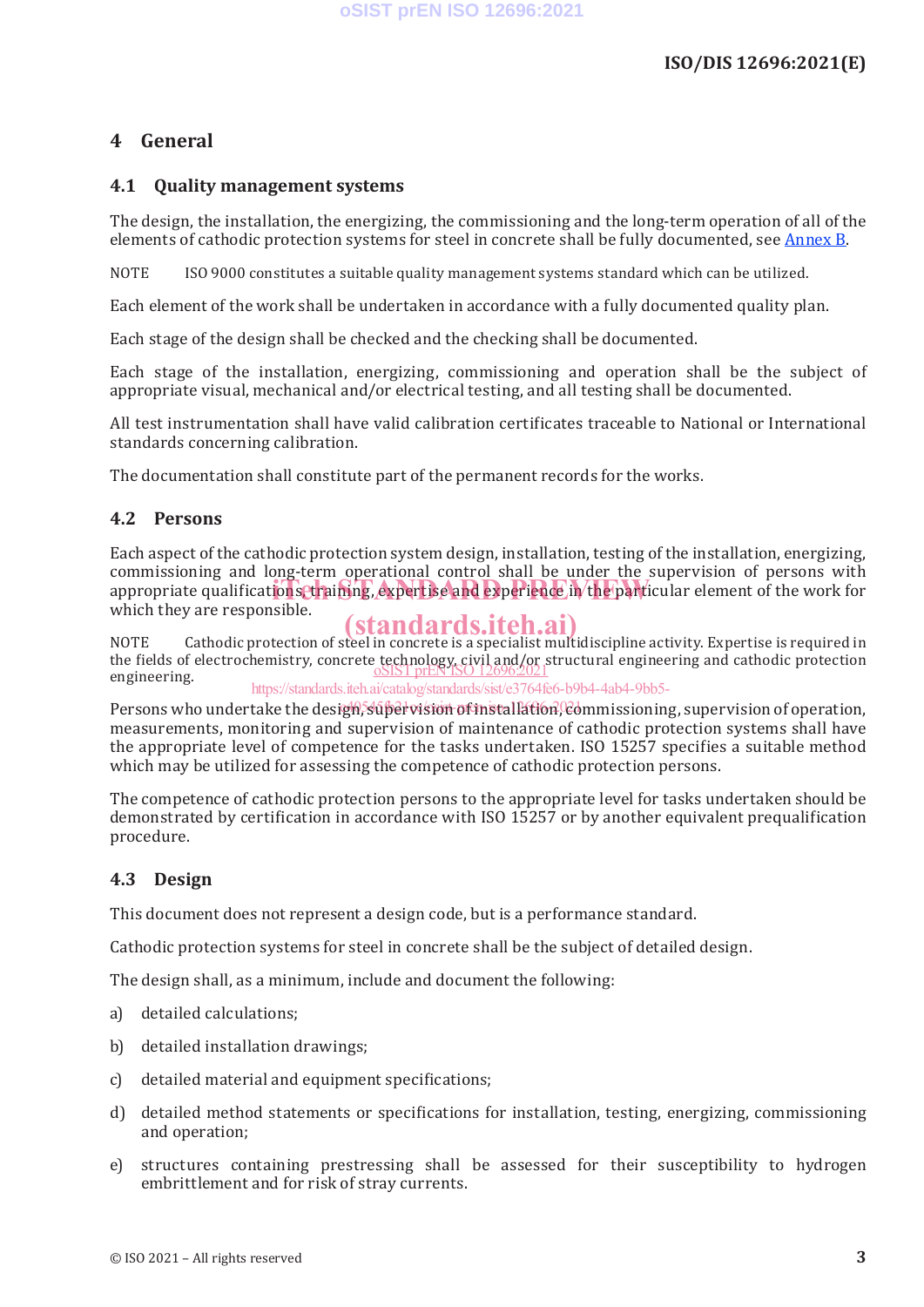# 4 General

## 4.1 Quality management systems

The design, the installation, the energizing, the commissioning and the long-term operation of all of the elements of cathodic protection systems for steel in concrete shall be fully documented, see Annex B.

NOTE ISO 9000 constitutes a suitable quality management systems standard which can be utilized.

Each element of the work shall be undertaken in accordance with a fully documented quality plan.

Each stage of the design shall be checked and the checking shall be documented.

Each stage of the installation, energizing, commissioning and operation shall be the subject of appropriate visual, mechanical and/or electrical testing, and all testing shall be documented.

All test instrumentation shall have valid calibration certificates traceable to National or International standards concerning calibration.

The documentation shall constitute part of the permanent records for the works.

## 4.2 Persons

Each aspect of the cathodic protection system design, installation, testing of the installation, energizing, commissioning and long-term operational control shall be under the supervision of persons with appropriate qualifications, training, expertise and experience in the particular element of the work for which they are responsible.

NOTE Cathodic protection of steel in concrete is a specialist multidiscipline activity. Expertise is required in the fields of electrochemistry, concrete technology, civil and/or structural engineering and cathodic protection engineering.

Persons who undertake the design, supervision of installation, commissioning, supervision of operation, measurements, monitoring and supervision of maintenance of cathodic protection systems shall have the appropriate level of competence for the tasks undertaken. ISO 15257 specifies a suitable method which may be utilized for assessing the competence of cathodic protection persons.

The competence of cathodic protection persons to the appropriate level for tasks undertaken should be demonstrated by certification in accordance with ISO 15257 or by another equivalent prequalification procedure.

## 4.3 Design

This document does not represent a design code, but is a performance standard.

Cathodic protection systems for steel in concrete shall be the subject of detailed design.

The design shall, as a minimum, include and document the following:

a) detailed calculations;

b) detailed installation drawings;

c) detailed material and equipment specifications;

d) detailed method statements or specifications for installation, testing, energizing, commissioning and operation;

e) structures containing prestressing shall be assessed for their susceptibility to hydrogen embrittlement and for risk of stray currents.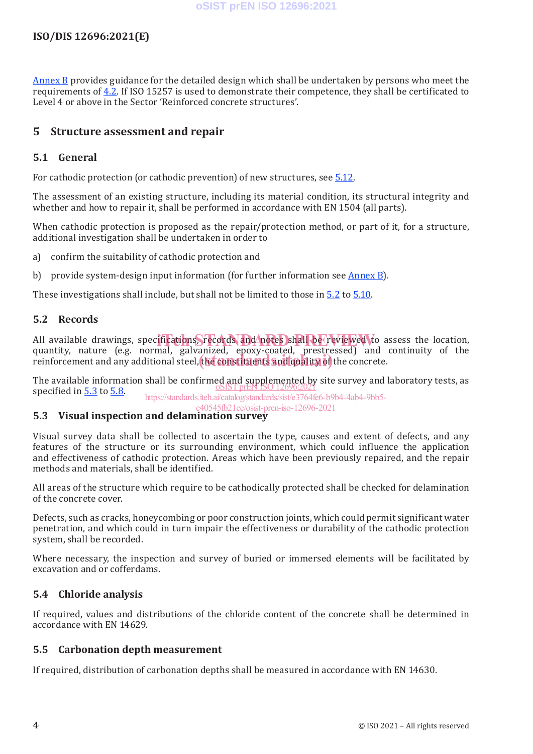Annex B provides guidance for the detailed design which shall be undertaken by persons who meet the requirements of 4.2. If ISO 15257 is used to demonstrate their competence, they shall be certificated to Level 4 or above in the Sector 'Reinforced concrete structures'.

## 5 Structure assessment and repair

### 5.1 General

For cathodic protection (or cathodic prevention) of new structures, see 5.12.

The assessment of an existing structure, including its material condition, its structural integrity and whether and how to repair it, shall be performed in accordance with EN 1504 (all parts).

When cathodic protection is proposed as the repair/protection method, or part of it, for a structure, additional investigation shall be undertaken in order to

a) confirm the suitability of cathodic protection and

b) provide system-design input information (for further information see Annex B).

These investigations shall include, but shall not be limited to those in 5.2 to 5.10.

### 5.2 Records

All available drawings, specifications, records and notes shall be reviewed to assess the location, quantity, nature (e.g. normal, galvanized, epoxy-coated, prestressed) and continuity of the reinforcement and any additional steel, the constituents and quality of the concrete.

The available information shall be confirmed and supplemented by site survey and laboratory tests, as specified in 5.3 to 5.8.

### 5.3 Visual inspection and delamination survey

Visual survey data shall be collected to ascertain the type, causes and extent of defects, and any features of the structure or its surrounding environment, which could influence the application and effectiveness of cathodic protection. Areas which have been previously repaired, and the repair methods and materials, shall be identified.

All areas of the structure which require to be cathodically protected shall be checked for delamination of the concrete cover.

Defects, such as cracks, honeycombing or poor construction joints, which could permit significant water penetration, and which could in turn impair the effectiveness or durability of the cathodic protection system, shall be recorded.

Where necessary, the inspection and survey of buried or immersed elements will be facilitated by excavation and or cofferdams.

### 5.4 Chloride analysis

If required, values and distributions of the chloride content of the concrete shall be determined in accordance with EN 14629.

### 5.5 Carbonation depth measurement

If required, distribution of carbonation depths shall be measured in accordance with EN 14630.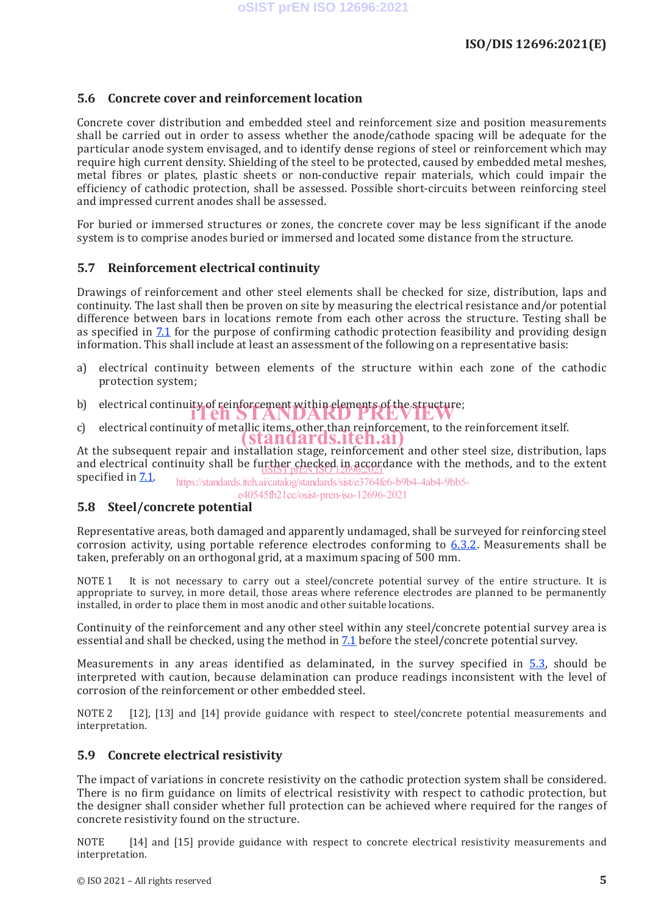### 5.6 Concrete cover and reinforcement location

Concrete cover distribution and embedded steel and reinforcement size and position measurements shall be carried out in order to assess whether the anode/cathode spacing will be adequate for the particular anode system envisaged, and to identify dense regions of steel or reinforcement which may require high current density. Shielding of the steel to be protected, caused by embedded metal meshes, metal fibres or plates, plastic sheets or non-conductive repair materials, which could impair the efficiency of cathodic protection, shall be assessed. Possible short-circuits between reinforcing steel and impressed current anodes shall be assessed.

For buried or immersed structures or zones, the concrete cover may be less significant if the anode system is to comprise anodes buried or immersed and located some distance from the structure.

### 5.7 Reinforcement electrical continuity

Drawings of reinforcement and other steel elements shall be checked for size, distribution, laps and continuity. The last shall then be proven on site by measuring the electrical resistance and/or potential difference between bars in locations remote from each other across the structure. Testing shall be as specified in 7.1 for the purpose of confirming cathodic protection feasibility and providing design information. This shall include at least an assessment of the following on a representative basis:

a) electrical continuity between elements of the structure within each zone of the cathodic protection system;

b) electrical continuity of reinforcement within elements of the structure;

c) electrical continuity of metallic items, other than reinforcement, to the reinforcement itself.

At the subsequent repair and installation stage, reinforcement and other steel size, distribution, laps and electrical continuity shall be further checked in accordance with the methods, and to the extent specified in 7.1.

### 5.8 Steel/concrete potential

Representative areas, both damaged and apparently undamaged, shall be surveyed for reinforcing steel corrosion activity, using portable reference electrodes conforming to 6.3.2. Measurements shall be taken, preferably on an orthogonal grid, at a maximum spacing of 500 mm.

NOTE 1 It is not necessary to carry out a steel/concrete potential survey of the entire structure. It is appropriate to survey, in more detail, those areas where reference electrodes are planned to be permanently installed, in order to place them in most anodic and other suitable locations.

Continuity of the reinforcement and any other steel within any steel/concrete potential survey area is essential and shall be checked, using the method in 7.1 before the steel/concrete potential survey.

Measurements in any areas identified as delaminated, in the survey specified in 5.3, should be interpreted with caution, because delamination can produce readings inconsistent with the level of corrosion of the reinforcement or other embedded steel.

NOTE 2 [12], [13] and [14] provide guidance with respect to steel/concrete potential measurements and interpretation.

### 5.9 Concrete electrical resistivity

The impact of variations in concrete resistivity on the cathodic protection system shall be considered. There is no firm guidance on limits of electrical resistivity with respect to cathodic protection, but the designer shall consider whether full protection can be achieved where required for the ranges of concrete resistivity found on the structure.

NOTE [14] and [15] provide guidance with respect to concrete electrical resistivity measurements and interpretation.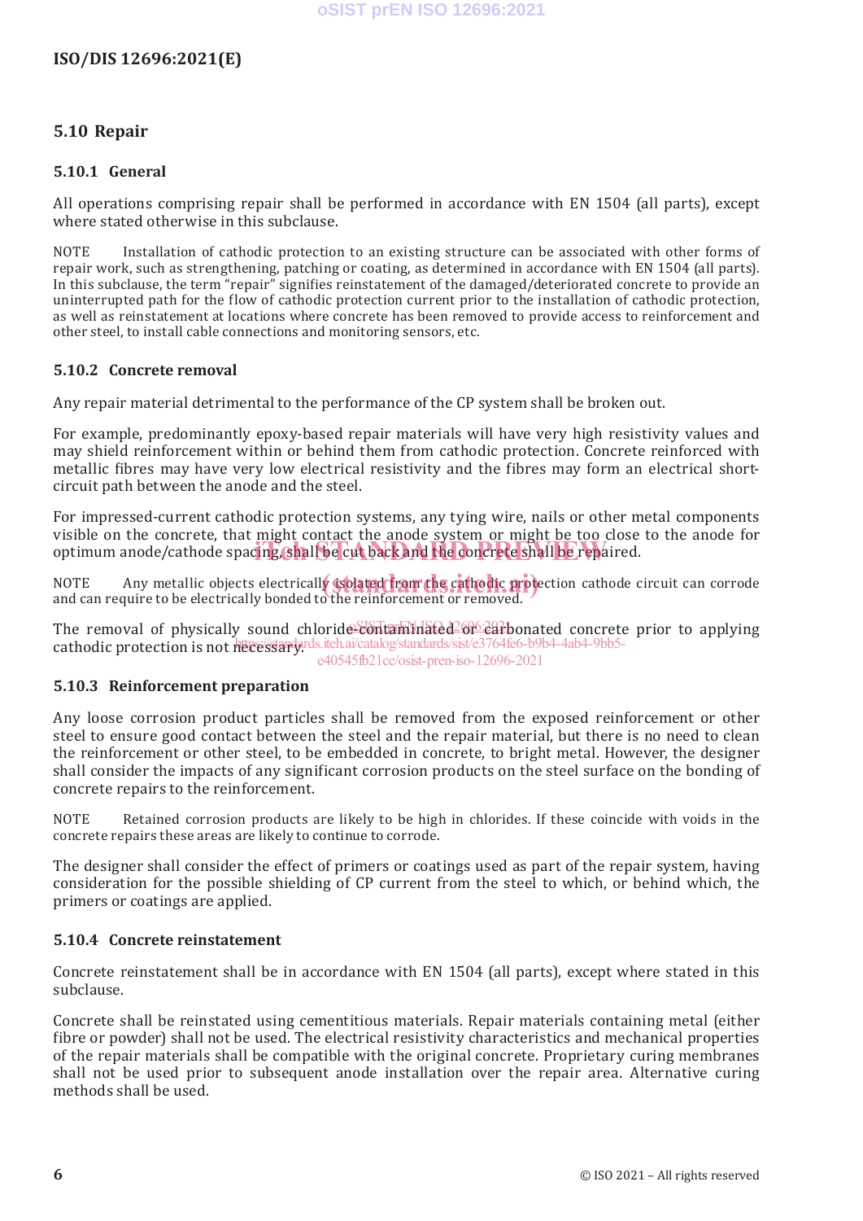## 5.10 Repair

### 5.10.1 General

All operations comprising repair shall be performed in accordance with EN 1504 (all parts), except where stated otherwise in this subclause.

NOTE Installation of cathodic protection to an existing structure can be associated with other forms of repair work, such as strengthening, patching or coating, as determined in accordance with EN 1504 (all parts). In this subclause, the term "repair" signifies reinstatement of the damaged/deteriorated concrete to provide an uninterrupted path for the flow of cathodic protection current prior to the installation of cathodic protection, as well as reinstatement at locations where concrete has been removed to provide access to reinforcement and other steel, to install cable connections and monitoring sensors, etc.

### 5.10.2 Concrete removal

Any repair material detrimental to the performance of the CP system shall be broken out.

For example, predominantly epoxy-based repair materials will have very high resistivity values and may shield reinforcement within or behind them from cathodic protection. Concrete reinforced with metallic fibres may have very low electrical resistivity and the fibres may form an electrical short-circuit path between the anode and the steel.

For impressed-current cathodic protection systems, any tying wire, nails or other metal components visible on the concrete, that might contact the anode system or might be too close to the anode for optimum anode/cathode spacing, shall be cut back and the concrete shall be repaired.

NOTE Any metallic objects electrically isolated from the cathodic protection cathode circuit can corrode and can require to be electrically bonded to the reinforcement or removed.

The removal of physically sound chloride-contaminated or carbonated concrete prior to applying cathodic protection is not necessary.

### 5.10.3 Reinforcement preparation

Any loose corrosion product particles shall be removed from the exposed reinforcement or other steel to ensure good contact between the steel and the repair material, but there is no need to clean the reinforcement or other steel, to be embedded in concrete, to bright metal. However, the designer shall consider the impacts of any significant corrosion products on the steel surface on the bonding of concrete repairs to the reinforcement.

NOTE Retained corrosion products are likely to be high in chlorides. If these coincide with voids in the concrete repairs these areas are likely to continue to corrode.

The designer shall consider the effect of primers or coatings used as part of the repair system, having consideration for the possible shielding of CP current from the steel to which, or behind which, the primers or coatings are applied.

### 5.10.4 Concrete reinstatement

Concrete reinstatement shall be in accordance with EN 1504 (all parts), except where stated in this subclause.

Concrete shall be reinstated using cementitious materials. Repair materials containing metal (either fibre or powder) shall not be used. The electrical resistivity characteristics and mechanical properties of the repair materials shall be compatible with the original concrete. Proprietary curing membranes shall not be used prior to subsequent anode installation over the repair area. Alternative curing methods shall be used.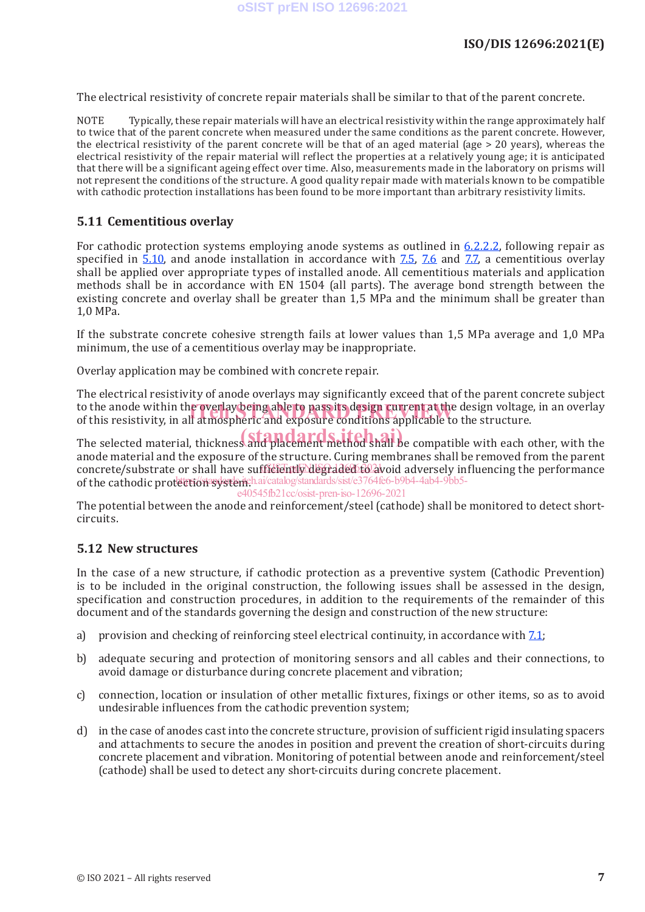The electrical resistivity of concrete repair materials shall be similar to that of the parent concrete.

NOTE Typically, these repair materials will have an electrical resistivity within the range approximately half to twice that of the parent concrete when measured under the same conditions as the parent concrete. However, the electrical resistivity of the parent concrete will be that of an aged material (age > 20 years), whereas the electrical resistivity of the repair material will reflect the properties at a relatively young age; it is anticipated that there will be a significant ageing effect over time. Also, measurements made in the laboratory on prisms will not represent the conditions of the structure. A good quality repair made with materials known to be compatible with cathodic protection installations has been found to be more important than arbitrary resistivity limits.

### 5.11 Cementitious overlay

For cathodic protection systems employing anode systems as outlined in 6.2.2.2, following repair as specified in 5.10, and anode installation in accordance with 7.5, 7.6 and 7.7, a cementitious overlay shall be applied over appropriate types of installed anode. All cementitious materials and application methods shall be in accordance with EN 1504 (all parts). The average bond strength between the existing concrete and overlay shall be greater than 1,5 MPa and the minimum shall be greater than 1,0 MPa.

If the substrate concrete cohesive strength fails at lower values than 1,5 MPa average and 1,0 MPa minimum, the use of a cementitious overlay may be inappropriate.

Overlay application may be combined with concrete repair.

The electrical resistivity of anode overlays may significantly exceed that of the parent concrete subject to the anode within the overlay being able to pass its design current at the design voltage, in an overlay of this resistivity, in all atmospheric and exposure conditions applicable to the structure.

The selected material, thickness and placement method shall be compatible with each other, with the anode material and the exposure of the structure. Curing membranes shall be removed from the parent concrete/substrate or shall have sufficiently degraded to avoid adversely influencing the performance of the cathodic protection system.

The potential between the anode and reinforcement/steel (cathode) shall be monitored to detect short-circuits.

### 5.12 New structures

In the case of a new structure, if cathodic protection as a preventive system (Cathodic Prevention) is to be included in the original construction, the following issues shall be assessed in the design, specification and construction procedures, in addition to the requirements of the remainder of this document and of the standards governing the design and construction of the new structure:

a) provision and checking of reinforcing steel electrical continuity, in accordance with 7.1;

b) adequate securing and protection of monitoring sensors and all cables and their connections, to avoid damage or disturbance during concrete placement and vibration;

c) connection, location or insulation of other metallic fixtures, fixings or other items, so as to avoid undesirable influences from the cathodic prevention system;

d) in the case of anodes cast into the concrete structure, provision of sufficient rigid insulating spacers and attachments to secure the anodes in position and prevent the creation of short-circuits during concrete placement and vibration. Monitoring of potential between anode and reinforcement/steel (cathode) shall be used to detect any short-circuits during concrete placement.